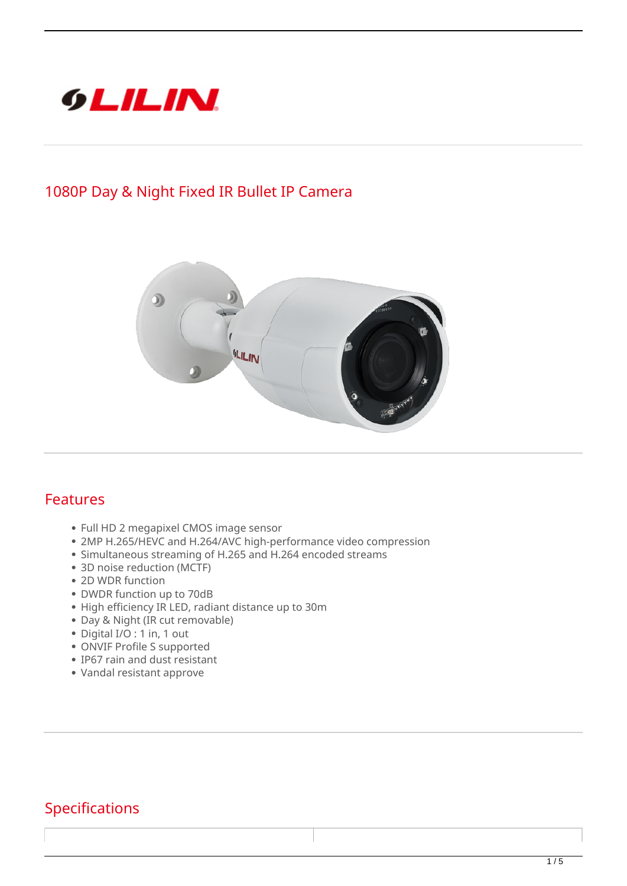# 1080P Day & Night Fixed IR Bullet IP Camera

## Features

- Full HD 2 megapixel CMOS image sensor
- 2MP H.265/HEVC and H.264/AVC high-performance video compression
- Simultaneous streaming of H.265 and H.264 encoded streams
- 3D noise reduction (MCTF)
- 2D WDR function
- DWDR function up to 70dB
- High efficiency IR LED, radiant distance up to 30m
- Day & Night (IR cut removable)
- Digital I/O : 1 in, 1 out
- ONVIF Profile S supported
- IP67 rain and dust resistant
- Vandal resistant approve

## Specifications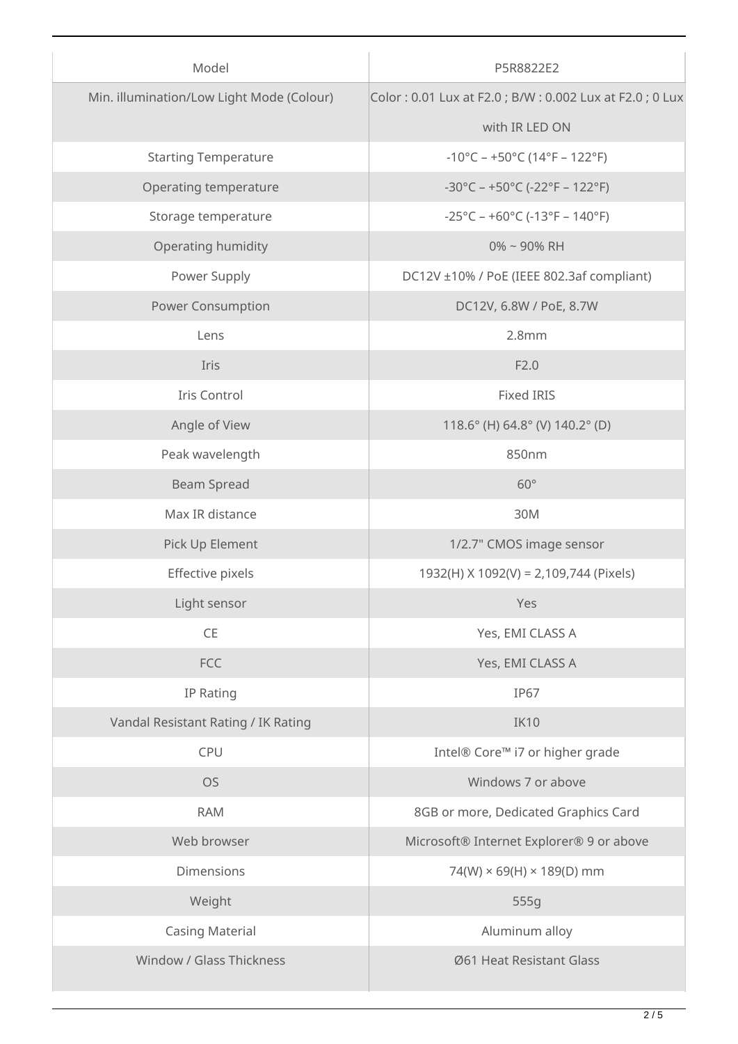| | |
|---|---|
| Model | P5R8822E2 |
| Min. illumination/Low Light Mode (Colour) | Color : 0.01 Lux at F2.0 ; B/W : 0.002 Lux at F2.0 ; 0 Lux with IR LED ON |
| Starting Temperature | -10°C – +50°C (14°F – 122°F) |
| Operating temperature | -30°C – +50°C (-22°F – 122°F) |
| Storage temperature | -25°C – +60°C (-13°F – 140°F) |
| Operating humidity | 0% ~ 90% RH |
| Power Supply | DC12V ±10% / PoE (IEEE 802.3af compliant) |
| Power Consumption | DC12V, 6.8W / PoE, 8.7W |
| Lens | 2.8mm |
| Iris | F2.0 |
| Iris Control | Fixed IRIS |
| Angle of View | 118.6° (H) 64.8° (V) 140.2° (D) |
| Peak wavelength | 850nm |
| Beam Spread | 60° |
| Max IR distance | 30M |
| Pick Up Element | 1/2.7" CMOS image sensor |
| Effective pixels | 1932(H) X 1092(V) = 2,109,744 (Pixels) |
| Light sensor | Yes |
| CE | Yes, EMI CLASS A |
| FCC | Yes, EMI CLASS A |
| IP Rating | IP67 |
| Vandal Resistant Rating / IK Rating | IK10 |
| CPU | Intel® Core™ i7 or higher grade |
| OS | Windows 7 or above |
| RAM | 8GB or more, Dedicated Graphics Card |
| Web browser | Microsoft® Internet Explorer® 9 or above |
| Dimensions | 74(W) × 69(H) × 189(D) mm |
| Weight | 555g |
| Casing Material | Aluminum alloy |
| Window / Glass Thickness | Ø61 Heat Resistant Glass |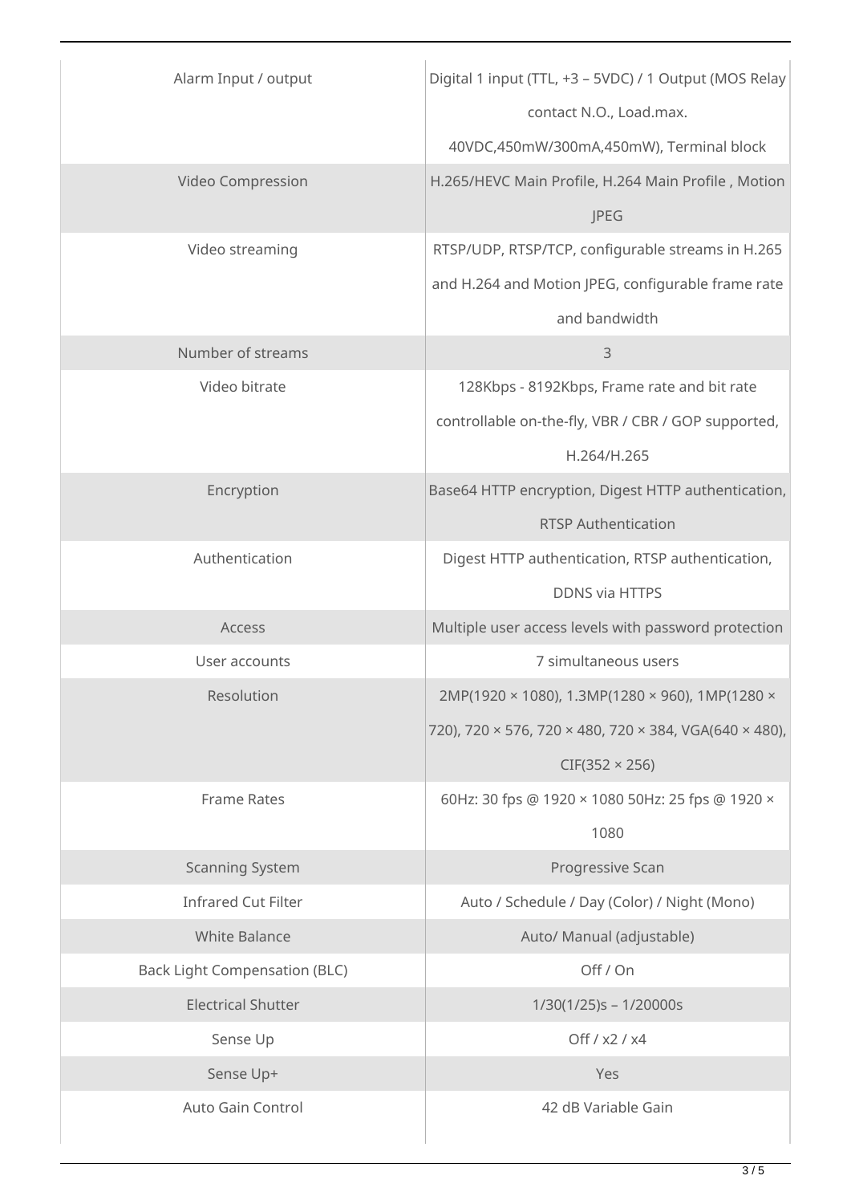| | |
|---|---|
| Alarm Input / output | Digital 1 input (TTL, +3 – 5VDC) / 1 Output (MOS Relay contact N.O., Load.max. 40VDC,450mW/300mA,450mW), Terminal block |
| Video Compression | H.265/HEVC Main Profile, H.264 Main Profile , Motion JPEG |
| Video streaming | RTSP/UDP, RTSP/TCP, configurable streams in H.265 and H.264 and Motion JPEG, configurable frame rate and bandwidth |
| Number of streams | 3 |
| Video bitrate | 128Kbps - 8192Kbps, Frame rate and bit rate controllable on-the-fly, VBR / CBR / GOP supported, H.264/H.265 |
| Encryption | Base64 HTTP encryption, Digest HTTP authentication, RTSP Authentication |
| Authentication | Digest HTTP authentication, RTSP authentication, DDNS via HTTPS |
| Access | Multiple user access levels with password protection |
| User accounts | 7 simultaneous users |
| Resolution | 2MP(1920 × 1080), 1.3MP(1280 × 960), 1MP(1280 × 720), 720 × 576, 720 × 480, 720 × 384, VGA(640 × 480), CIF(352 × 256) |
| Frame Rates | 60Hz: 30 fps @ 1920 × 1080 50Hz: 25 fps @ 1920 × 1080 |
| Scanning System | Progressive Scan |
| Infrared Cut Filter | Auto / Schedule / Day (Color) / Night (Mono) |
| White Balance | Auto/ Manual (adjustable) |
| Back Light Compensation (BLC) | Off / On |
| Electrical Shutter | 1/30(1/25)s – 1/20000s |
| Sense Up | Off / x2 / x4 |
| Sense Up+ | Yes |
| Auto Gain Control | 42 dB Variable Gain |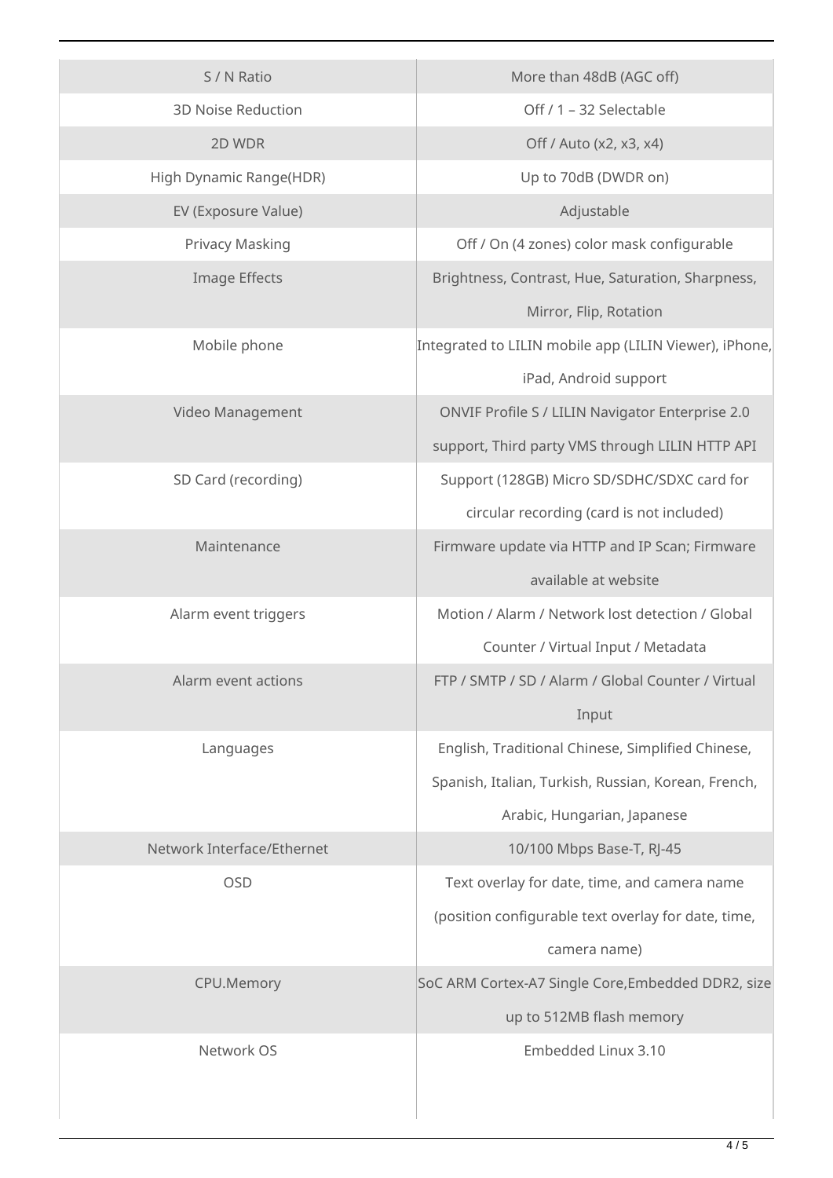| | |
|---|---|
| S / N Ratio | More than 48dB (AGC off) |
| 3D Noise Reduction | Off / 1 – 32 Selectable |
| 2D WDR | Off / Auto (x2, x3, x4) |
| High Dynamic Range(HDR) | Up to 70dB (DWDR on) |
| EV (Exposure Value) | Adjustable |
| Privacy Masking | Off / On (4 zones) color mask configurable |
| Image Effects | Brightness, Contrast, Hue, Saturation, Sharpness, Mirror, Flip, Rotation |
| Mobile phone | Integrated to LILIN mobile app (LILIN Viewer), iPhone, iPad, Android support |
| Video Management | ONVIF Profile S / LILIN Navigator Enterprise 2.0 support, Third party VMS through LILIN HTTP API |
| SD Card (recording) | Support (128GB) Micro SD/SDHC/SDXC card for circular recording (card is not included) |
| Maintenance | Firmware update via HTTP and IP Scan; Firmware available at website |
| Alarm event triggers | Motion / Alarm / Network lost detection / Global Counter / Virtual Input / Metadata |
| Alarm event actions | FTP / SMTP / SD / Alarm / Global Counter / Virtual Input |
| Languages | English, Traditional Chinese, Simplified Chinese, Spanish, Italian, Turkish, Russian, Korean, French, Arabic, Hungarian, Japanese |
| Network Interface/Ethernet | 10/100 Mbps Base-T, RJ-45 |
| OSD | Text overlay for date, time, and camera name (position configurable text overlay for date, time, camera name) |
| CPU.Memory | SoC ARM Cortex-A7 Single Core,Embedded DDR2, size up to 512MB flash memory |
| Network OS | Embedded Linux 3.10 |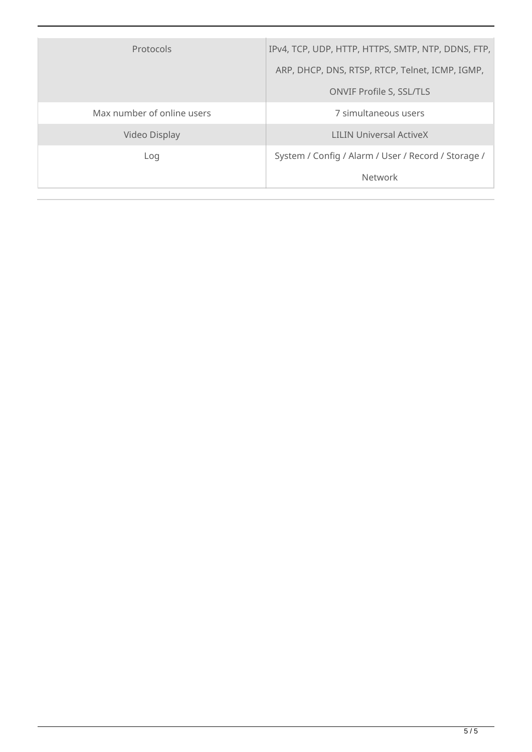| | |
|---|---|
| Protocols | IPv4, TCP, UDP, HTTP, HTTPS, SMTP, NTP, DDNS, FTP, ARP, DHCP, DNS, RTSP, RTCP, Telnet, ICMP, IGMP, ONVIF Profile S, SSL/TLS |
| Max number of online users | 7 simultaneous users |
| Video Display | LILIN Universal ActiveX |
| Log | System / Config / Alarm / User / Record / Storage / Network |